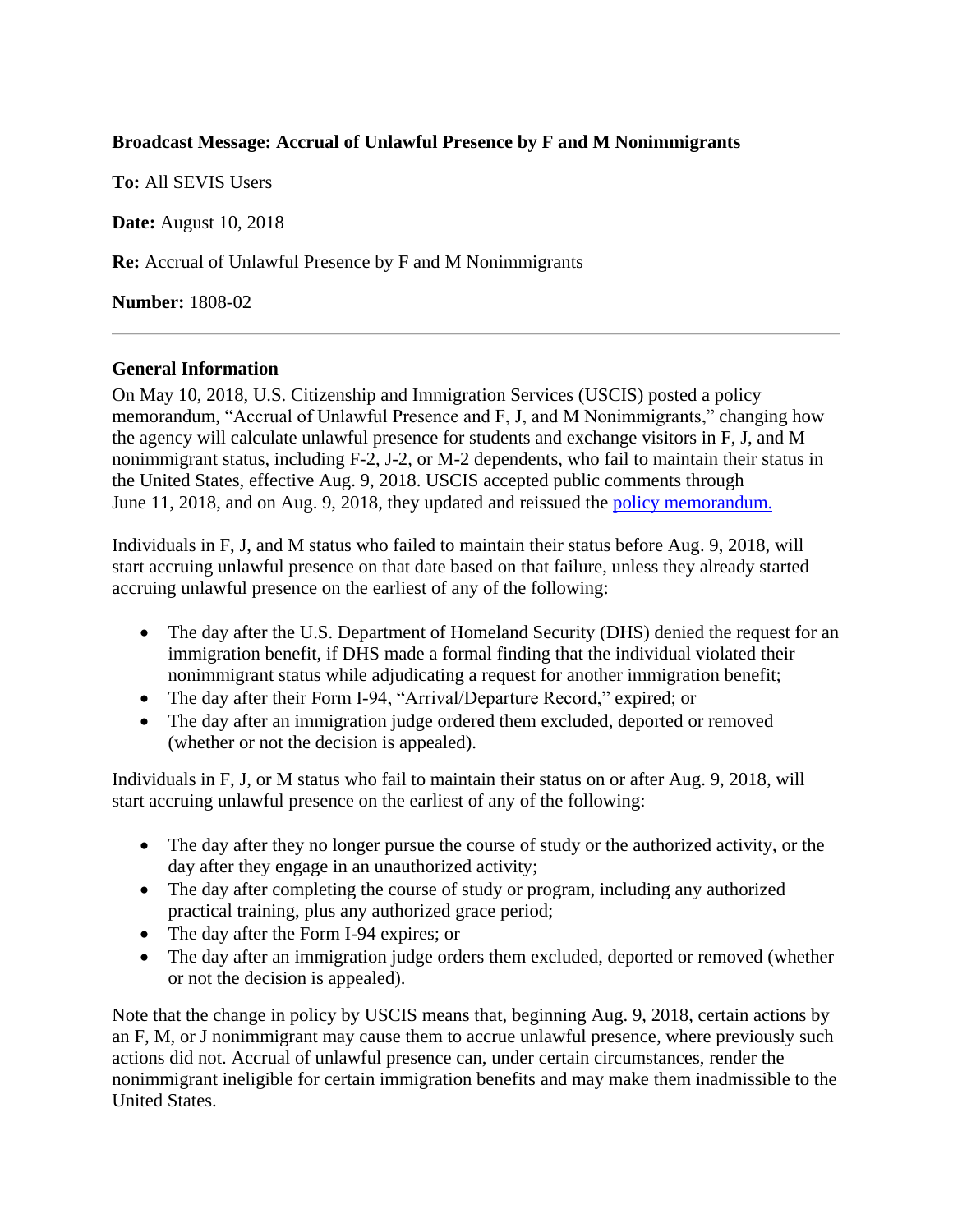**Broadcast Message: Accrual of Unlawful Presence by F and M Nonimmigrants**

**To:** All SEVIS Users

**Date:** August 10, 2018

**Re:** Accrual of Unlawful Presence by F and M Nonimmigrants

**Number:** 1808-02

---

**General Information**

On May 10, 2018, U.S. Citizenship and Immigration Services (USCIS) posted a policy memorandum, "Accrual of Unlawful Presence and F, J, and M Nonimmigrants," changing how the agency will calculate unlawful presence for students and exchange visitors in F, J, and M nonimmigrant status, including F-2, J-2, or M-2 dependents, who fail to maintain their status in the United States, effective Aug. 9, 2018. USCIS accepted public comments through June 11, 2018, and on Aug. 9, 2018, they updated and reissued the policy memorandum.

Individuals in F, J, and M status who failed to maintain their status before Aug. 9, 2018, will start accruing unlawful presence on that date based on that failure, unless they already started accruing unlawful presence on the earliest of any of the following:

- The day after the U.S. Department of Homeland Security (DHS) denied the request for an immigration benefit, if DHS made a formal finding that the individual violated their nonimmigrant status while adjudicating a request for another immigration benefit;
- The day after their Form I-94, "Arrival/Departure Record," expired; or
- The day after an immigration judge ordered them excluded, deported or removed (whether or not the decision is appealed).

Individuals in F, J, or M status who fail to maintain their status on or after Aug. 9, 2018, will start accruing unlawful presence on the earliest of any of the following:

- The day after they no longer pursue the course of study or the authorized activity, or the day after they engage in an unauthorized activity;
- The day after completing the course of study or program, including any authorized practical training, plus any authorized grace period;
- The day after the Form I-94 expires; or
- The day after an immigration judge orders them excluded, deported or removed (whether or not the decision is appealed).

Note that the change in policy by USCIS means that, beginning Aug. 9, 2018, certain actions by an F, M, or J nonimmigrant may cause them to accrue unlawful presence, where previously such actions did not. Accrual of unlawful presence can, under certain circumstances, render the nonimmigrant ineligible for certain immigration benefits and may make them inadmissible to the United States.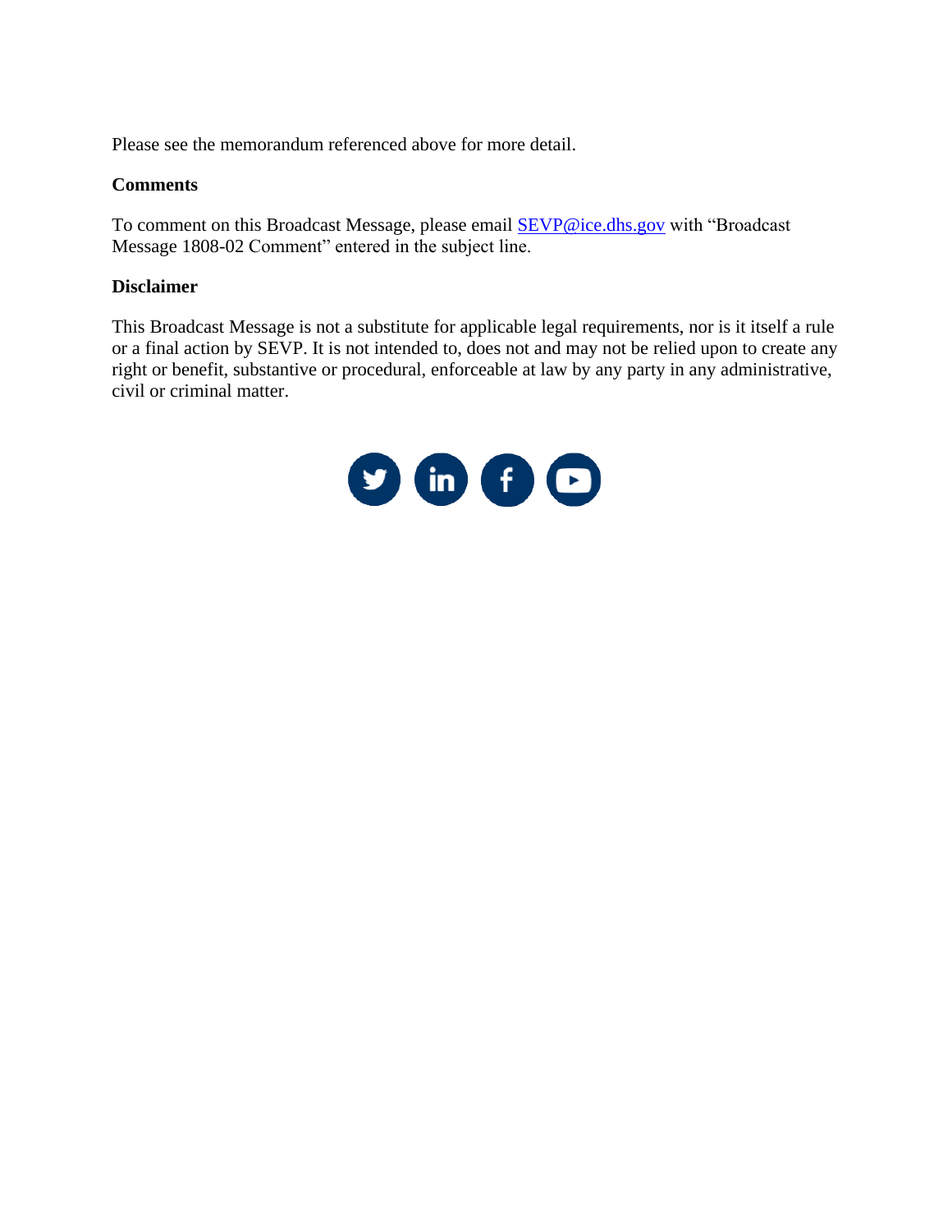Please see the memorandum referenced above for more detail.

**Comments**

To comment on this Broadcast Message, please email [SEVP@ice.dhs.gov](mailto:SEVP@ice.dhs.gov) with "Broadcast Message 1808-02 Comment" entered in the subject line.

**Disclaimer**

This Broadcast Message is not a substitute for applicable legal requirements, nor is it itself a rule or a final action by SEVP. It is not intended to, does not and may not be relied upon to create any right or benefit, substantive or procedural, enforceable at law by any party in any administrative, civil or criminal matter.